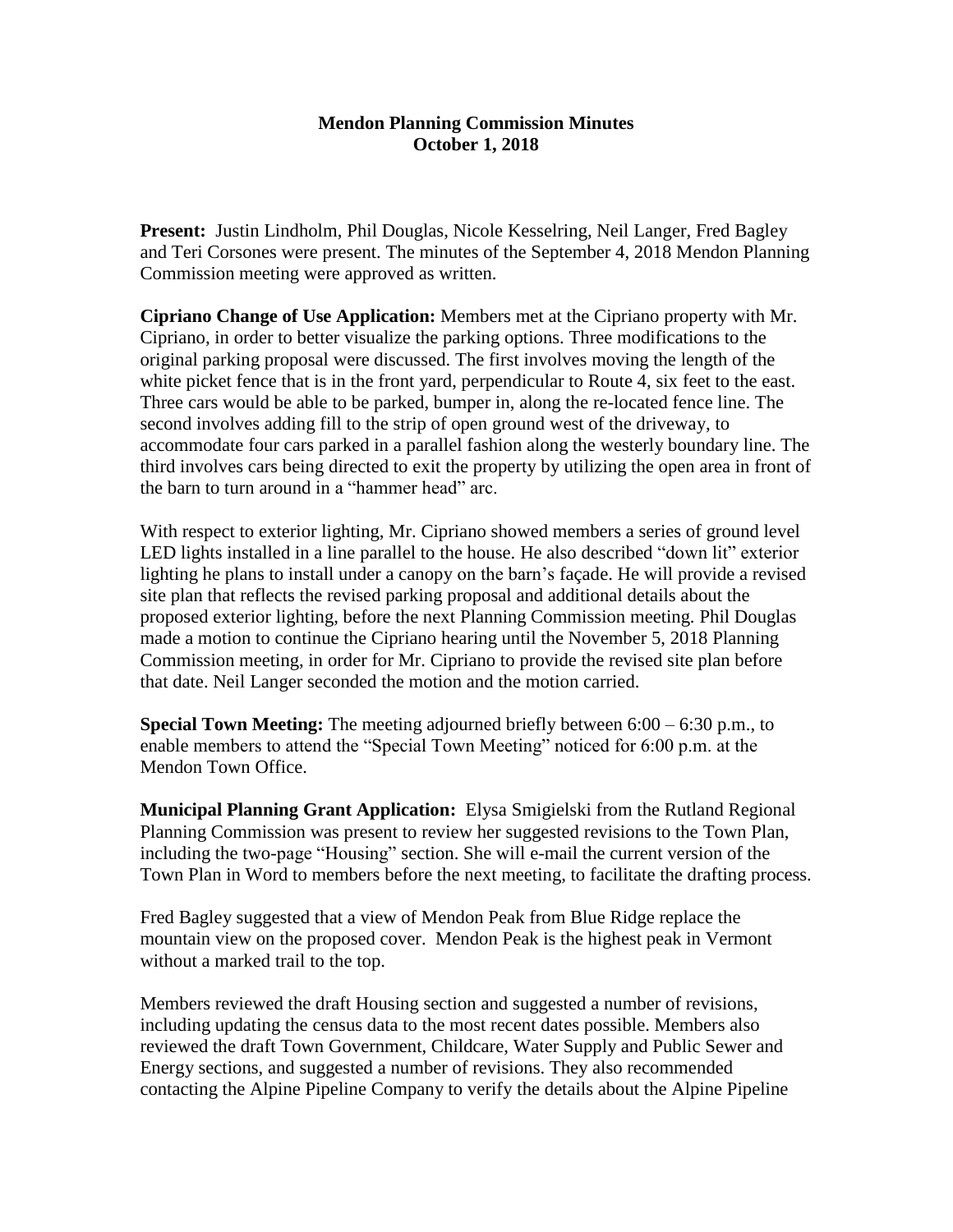**Mendon Planning Commission Minutes**
**October 1, 2018**

**Present:** Justin Lindholm, Phil Douglas, Nicole Kesselring, Neil Langer, Fred Bagley and Teri Corsones were present. The minutes of the September 4, 2018 Mendon Planning Commission meeting were approved as written.

**Cipriano Change of Use Application:** Members met at the Cipriano property with Mr. Cipriano, in order to better visualize the parking options. Three modifications to the original parking proposal were discussed. The first involves moving the length of the white picket fence that is in the front yard, perpendicular to Route 4, six feet to the east. Three cars would be able to be parked, bumper in, along the re-located fence line. The second involves adding fill to the strip of open ground west of the driveway, to accommodate four cars parked in a parallel fashion along the westerly boundary line. The third involves cars being directed to exit the property by utilizing the open area in front of the barn to turn around in a "hammer head" arc.

With respect to exterior lighting, Mr. Cipriano showed members a series of ground level LED lights installed in a line parallel to the house. He also described "down lit" exterior lighting he plans to install under a canopy on the barn's façade. He will provide a revised site plan that reflects the revised parking proposal and additional details about the proposed exterior lighting, before the next Planning Commission meeting. Phil Douglas made a motion to continue the Cipriano hearing until the November 5, 2018 Planning Commission meeting, in order for Mr. Cipriano to provide the revised site plan before that date. Neil Langer seconded the motion and the motion carried.

**Special Town Meeting:** The meeting adjourned briefly between 6:00 – 6:30 p.m., to enable members to attend the "Special Town Meeting" noticed for 6:00 p.m. at the Mendon Town Office.

**Municipal Planning Grant Application:** Elysa Smigielski from the Rutland Regional Planning Commission was present to review her suggested revisions to the Town Plan, including the two-page "Housing" section. She will e-mail the current version of the Town Plan in Word to members before the next meeting, to facilitate the drafting process.

Fred Bagley suggested that a view of Mendon Peak from Blue Ridge replace the mountain view on the proposed cover. Mendon Peak is the highest peak in Vermont without a marked trail to the top.

Members reviewed the draft Housing section and suggested a number of revisions, including updating the census data to the most recent dates possible. Members also reviewed the draft Town Government, Childcare, Water Supply and Public Sewer and Energy sections, and suggested a number of revisions. They also recommended contacting the Alpine Pipeline Company to verify the details about the Alpine Pipeline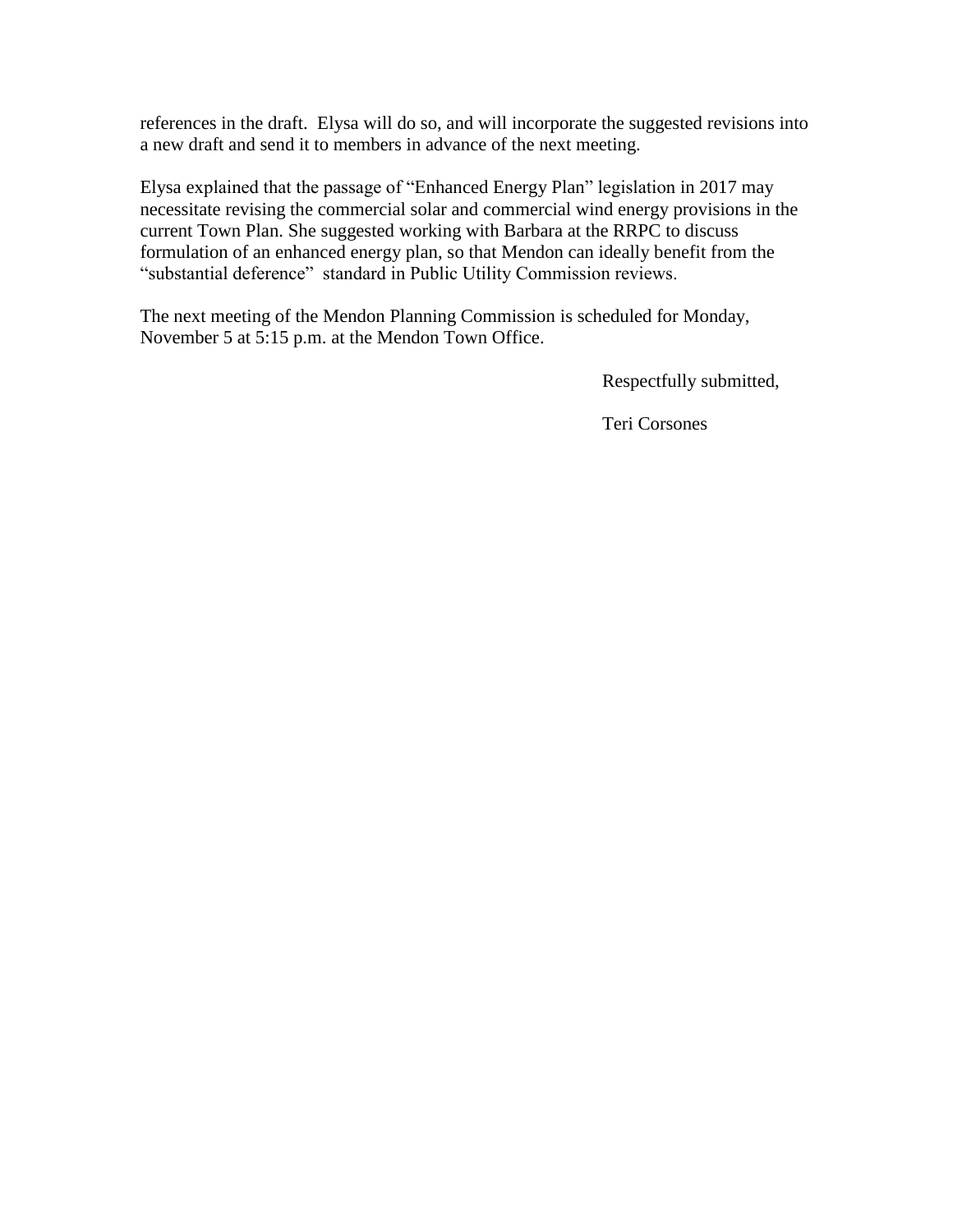references in the draft. Elysa will do so, and will incorporate the suggested revisions into a new draft and send it to members in advance of the next meeting.

Elysa explained that the passage of "Enhanced Energy Plan" legislation in 2017 may necessitate revising the commercial solar and commercial wind energy provisions in the current Town Plan. She suggested working with Barbara at the RRPC to discuss formulation of an enhanced energy plan, so that Mendon can ideally benefit from the "substantial deference" standard in Public Utility Commission reviews.

The next meeting of the Mendon Planning Commission is scheduled for Monday, November 5 at 5:15 p.m. at the Mendon Town Office.

Respectfully submitted,

Teri Corsones